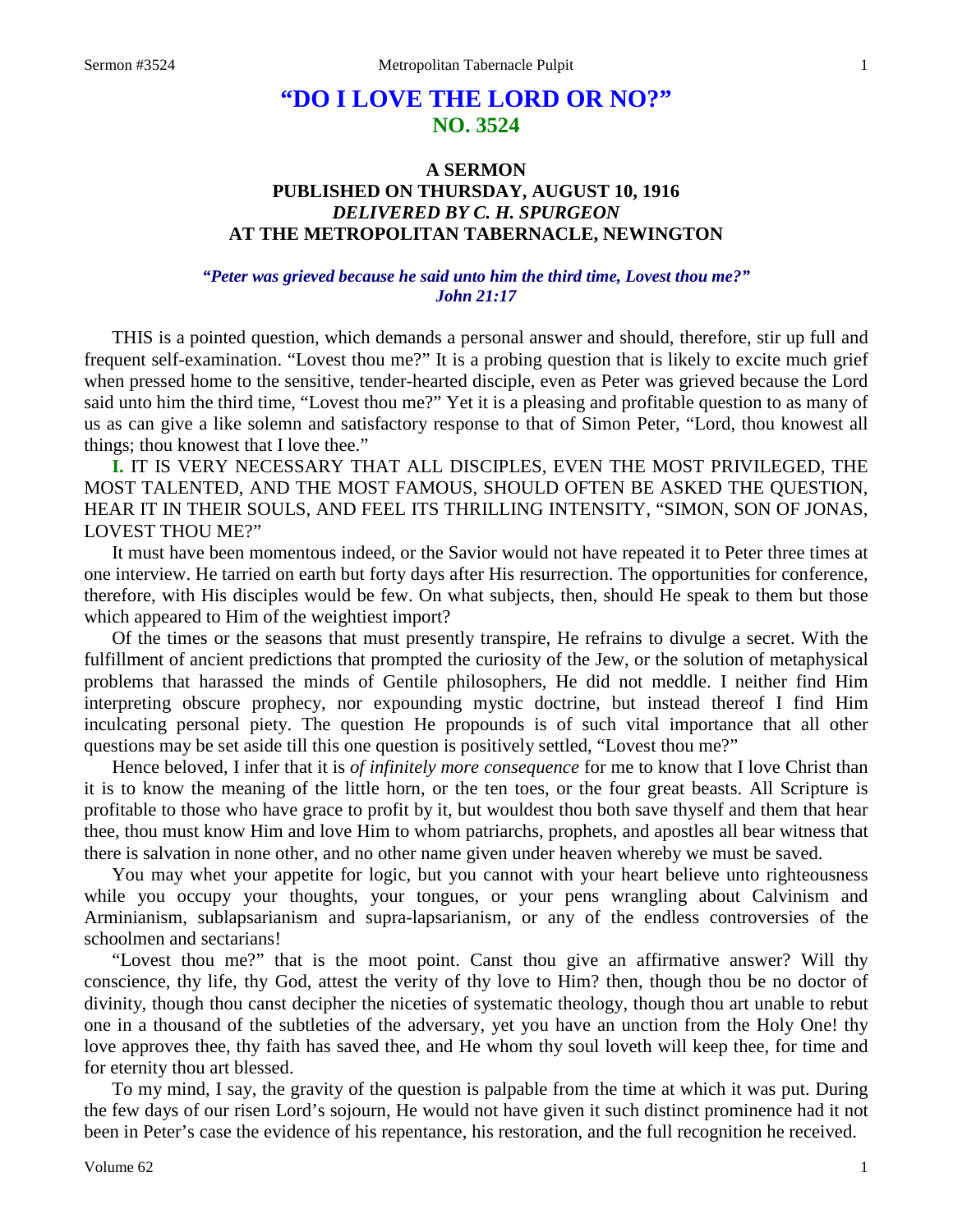# "DO I LOVE THE LORD OR NO?"
## NO. 3524

### A SERMON
### PUBLISHED ON THURSDAY, AUGUST 10, 1916
### *DELIVERED BY C. H. SPURGEON*
### AT THE METROPOLITAN TABERNACLE, NEWINGTON

***"Peter was grieved because he said unto him the third time, Lovest thou me?" John 21:17***

THIS is a pointed question, which demands a personal answer and should, therefore, stir up full and frequent self-examination. "Lovest thou me?" It is a probing question that is likely to excite much grief when pressed home to the sensitive, tender-hearted disciple, even as Peter was grieved because the Lord said unto him the third time, "Lovest thou me?" Yet it is a pleasing and profitable question to as many of us as can give a like solemn and satisfactory response to that of Simon Peter, "Lord, thou knowest all things; thou knowest that I love thee."

**I.** IT IS VERY NECESSARY THAT ALL DISCIPLES, EVEN THE MOST PRIVILEGED, THE MOST TALENTED, AND THE MOST FAMOUS, SHOULD OFTEN BE ASKED THE QUESTION, HEAR IT IN THEIR SOULS, AND FEEL ITS THRILLING INTENSITY, "SIMON, SON OF JONAS, LOVEST THOU ME?"

It must have been momentous indeed, or the Savior would not have repeated it to Peter three times at one interview. He tarried on earth but forty days after His resurrection. The opportunities for conference, therefore, with His disciples would be few. On what subjects, then, should He speak to them but those which appeared to Him of the weightiest import?

Of the times or the seasons that must presently transpire, He refrains to divulge a secret. With the fulfillment of ancient predictions that prompted the curiosity of the Jew, or the solution of metaphysical problems that harassed the minds of Gentile philosophers, He did not meddle. I neither find Him interpreting obscure prophecy, nor expounding mystic doctrine, but instead thereof I find Him inculcating personal piety. The question He propounds is of such vital importance that all other questions may be set aside till this one question is positively settled, "Lovest thou me?"

Hence beloved, I infer that it is *of infinitely more consequence* for me to know that I love Christ than it is to know the meaning of the little horn, or the ten toes, or the four great beasts. All Scripture is profitable to those who have grace to profit by it, but wouldest thou both save thyself and them that hear thee, thou must know Him and love Him to whom patriarchs, prophets, and apostles all bear witness that there is salvation in none other, and no other name given under heaven whereby we must be saved.

You may whet your appetite for logic, but you cannot with your heart believe unto righteousness while you occupy your thoughts, your tongues, or your pens wrangling about Calvinism and Arminianism, sublapsarianism and supra-lapsarianism, or any of the endless controversies of the schoolmen and sectarians!

"Lovest thou me?" that is the moot point. Canst thou give an affirmative answer? Will thy conscience, thy life, thy God, attest the verity of thy love to Him? then, though thou be no doctor of divinity, though thou canst decipher the niceties of systematic theology, though thou art unable to rebut one in a thousand of the subtleties of the adversary, yet you have an unction from the Holy One! thy love approves thee, thy faith has saved thee, and He whom thy soul loveth will keep thee, for time and for eternity thou art blessed.

To my mind, I say, the gravity of the question is palpable from the time at which it was put. During the few days of our risen Lord's sojourn, He would not have given it such distinct prominence had it not been in Peter's case the evidence of his repentance, his restoration, and the full recognition he received.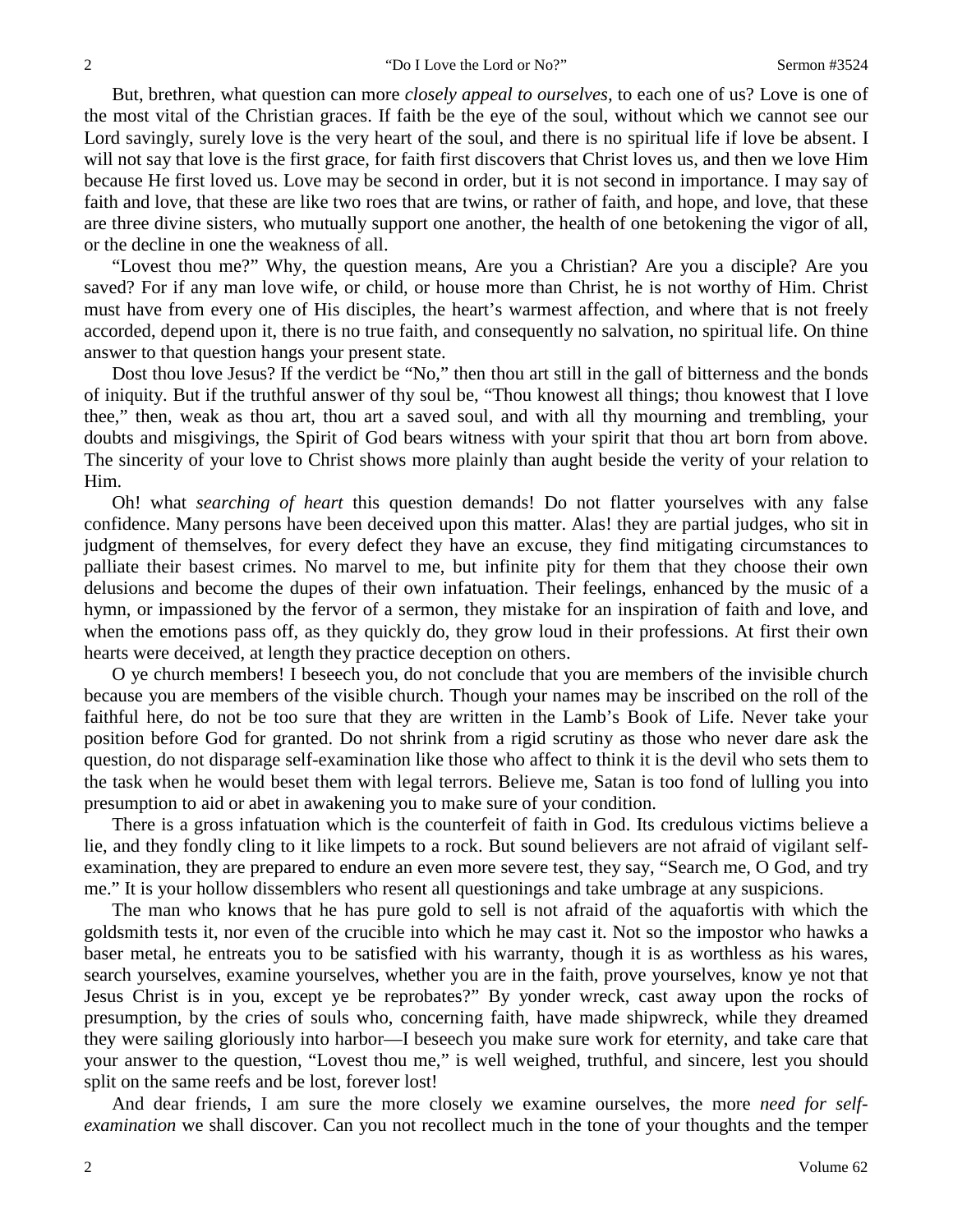But, brethren, what question can more *closely appeal to ourselves,* to each one of us? Love is one of the most vital of the Christian graces. If faith be the eye of the soul, without which we cannot see our Lord savingly, surely love is the very heart of the soul, and there is no spiritual life if love be absent. I will not say that love is the first grace, for faith first discovers that Christ loves us, and then we love Him because He first loved us. Love may be second in order, but it is not second in importance. I may say of faith and love, that these are like two roes that are twins, or rather of faith, and hope, and love, that these are three divine sisters, who mutually support one another, the health of one betokening the vigor of all, or the decline in one the weakness of all.

"Lovest thou me?" Why, the question means, Are you a Christian? Are you a disciple? Are you saved? For if any man love wife, or child, or house more than Christ, he is not worthy of Him. Christ must have from every one of His disciples, the heart's warmest affection, and where that is not freely accorded, depend upon it, there is no true faith, and consequently no salvation, no spiritual life. On thine answer to that question hangs your present state.

Dost thou love Jesus? If the verdict be "No," then thou art still in the gall of bitterness and the bonds of iniquity. But if the truthful answer of thy soul be, "Thou knowest all things; thou knowest that I love thee," then, weak as thou art, thou art a saved soul, and with all thy mourning and trembling, your doubts and misgivings, the Spirit of God bears witness with your spirit that thou art born from above. The sincerity of your love to Christ shows more plainly than aught beside the verity of your relation to Him.

Oh! what *searching of heart* this question demands! Do not flatter yourselves with any false confidence. Many persons have been deceived upon this matter. Alas! they are partial judges, who sit in judgment of themselves, for every defect they have an excuse, they find mitigating circumstances to palliate their basest crimes. No marvel to me, but infinite pity for them that they choose their own delusions and become the dupes of their own infatuation. Their feelings, enhanced by the music of a hymn, or impassioned by the fervor of a sermon, they mistake for an inspiration of faith and love, and when the emotions pass off, as they quickly do, they grow loud in their professions. At first their own hearts were deceived, at length they practice deception on others.

O ye church members! I beseech you, do not conclude that you are members of the invisible church because you are members of the visible church. Though your names may be inscribed on the roll of the faithful here, do not be too sure that they are written in the Lamb's Book of Life. Never take your position before God for granted. Do not shrink from a rigid scrutiny as those who never dare ask the question, do not disparage self-examination like those who affect to think it is the devil who sets them to the task when he would beset them with legal terrors. Believe me, Satan is too fond of lulling you into presumption to aid or abet in awakening you to make sure of your condition.

There is a gross infatuation which is the counterfeit of faith in God. Its credulous victims believe a lie, and they fondly cling to it like limpets to a rock. But sound believers are not afraid of vigilant self-examination, they are prepared to endure an even more severe test, they say, "Search me, O God, and try me." It is your hollow dissemblers who resent all questionings and take umbrage at any suspicions.

The man who knows that he has pure gold to sell is not afraid of the aquafortis with which the goldsmith tests it, nor even of the crucible into which he may cast it. Not so the impostor who hawks a baser metal, he entreats you to be satisfied with his warranty, though it is as worthless as his wares, search yourselves, examine yourselves, whether you are in the faith, prove yourselves, know ye not that Jesus Christ is in you, except ye be reprobates?" By yonder wreck, cast away upon the rocks of presumption, by the cries of souls who, concerning faith, have made shipwreck, while they dreamed they were sailing gloriously into harbor—I beseech you make sure work for eternity, and take care that your answer to the question, "Lovest thou me," is well weighed, truthful, and sincere, lest you should split on the same reefs and be lost, forever lost!

And dear friends, I am sure the more closely we examine ourselves, the more *need for self-examination* we shall discover. Can you not recollect much in the tone of your thoughts and the temper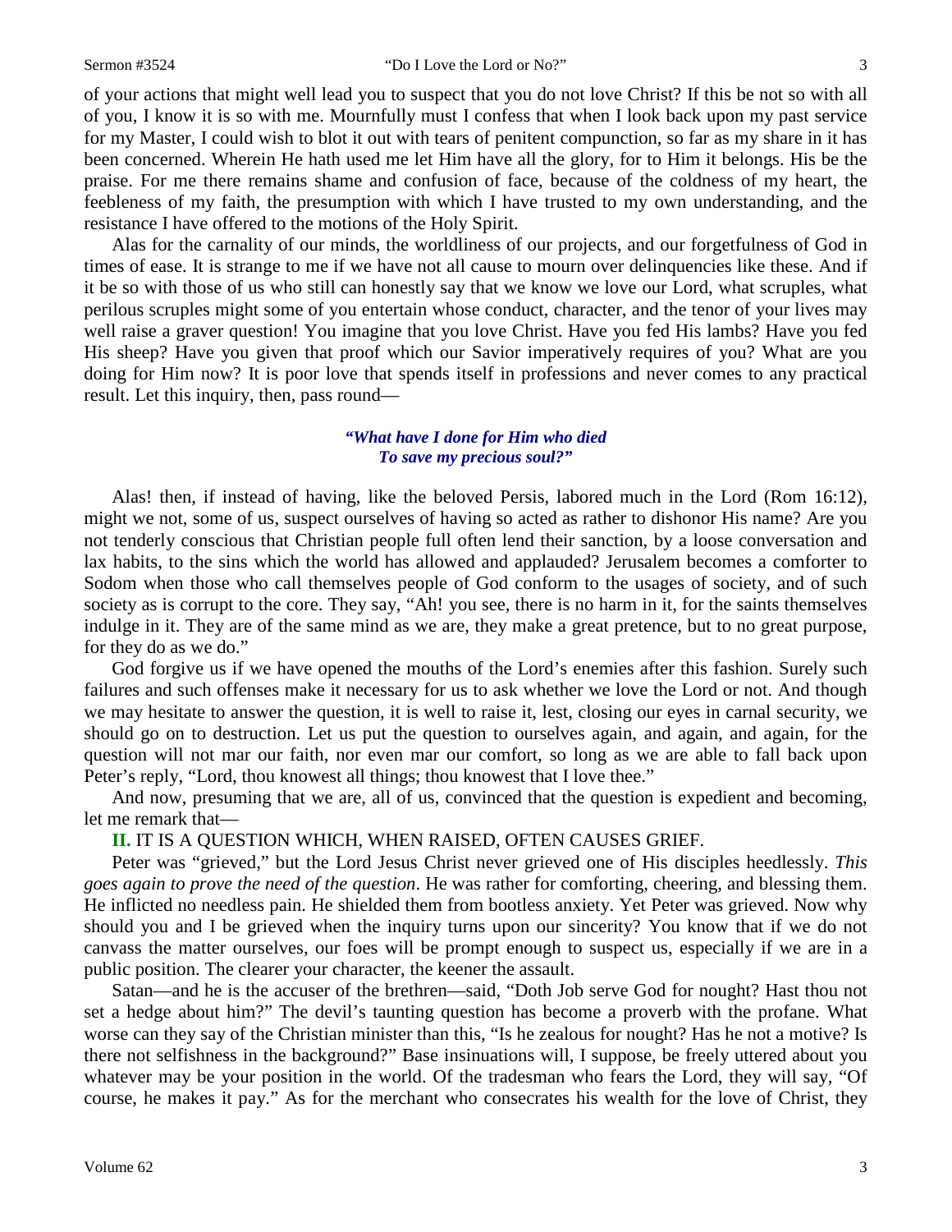of your actions that might well lead you to suspect that you do not love Christ? If this be not so with all of you, I know it is so with me. Mournfully must I confess that when I look back upon my past service for my Master, I could wish to blot it out with tears of penitent compunction, so far as my share in it has been concerned. Wherein He hath used me let Him have all the glory, for to Him it belongs. His be the praise. For me there remains shame and confusion of face, because of the coldness of my heart, the feebleness of my faith, the presumption with which I have trusted to my own understanding, and the resistance I have offered to the motions of the Holy Spirit.

Alas for the carnality of our minds, the worldliness of our projects, and our forgetfulness of God in times of ease. It is strange to me if we have not all cause to mourn over delinquencies like these. And if it be so with those of us who still can honestly say that we know we love our Lord, what scruples, what perilous scruples might some of you entertain whose conduct, character, and the tenor of your lives may well raise a graver question! You imagine that you love Christ. Have you fed His lambs? Have you fed His sheep? Have you given that proof which our Savior imperatively requires of you? What are you doing for Him now? It is poor love that spends itself in professions and never comes to any practical result. Let this inquiry, then, pass round—

*"What have I done for Him who died*
*To save my precious soul?"*

Alas! then, if instead of having, like the beloved Persis, labored much in the Lord (Rom 16:12), might we not, some of us, suspect ourselves of having so acted as rather to dishonor His name? Are you not tenderly conscious that Christian people full often lend their sanction, by a loose conversation and lax habits, to the sins which the world has allowed and applauded? Jerusalem becomes a comforter to Sodom when those who call themselves people of God conform to the usages of society, and of such society as is corrupt to the core. They say, "Ah! you see, there is no harm in it, for the saints themselves indulge in it. They are of the same mind as we are, they make a great pretence, but to no great purpose, for they do as we do."

God forgive us if we have opened the mouths of the Lord's enemies after this fashion. Surely such failures and such offenses make it necessary for us to ask whether we love the Lord or not. And though we may hesitate to answer the question, it is well to raise it, lest, closing our eyes in carnal security, we should go on to destruction. Let us put the question to ourselves again, and again, and again, for the question will not mar our faith, nor even mar our comfort, so long as we are able to fall back upon Peter's reply, "Lord, thou knowest all things; thou knowest that I love thee."

And now, presuming that we are, all of us, convinced that the question is expedient and becoming, let me remark that—

**II.** IT IS A QUESTION WHICH, WHEN RAISED, OFTEN CAUSES GRIEF.

Peter was "grieved," but the Lord Jesus Christ never grieved one of His disciples heedlessly. *This goes again to prove the need of the question*. He was rather for comforting, cheering, and blessing them. He inflicted no needless pain. He shielded them from bootless anxiety. Yet Peter was grieved. Now why should you and I be grieved when the inquiry turns upon our sincerity? You know that if we do not canvass the matter ourselves, our foes will be prompt enough to suspect us, especially if we are in a public position. The clearer your character, the keener the assault.

Satan—and he is the accuser of the brethren—said, "Doth Job serve God for nought? Hast thou not set a hedge about him?" The devil's taunting question has become a proverb with the profane. What worse can they say of the Christian minister than this, "Is he zealous for nought? Has he not a motive? Is there not selfishness in the background?" Base insinuations will, I suppose, be freely uttered about you whatever may be your position in the world. Of the tradesman who fears the Lord, they will say, "Of course, he makes it pay." As for the merchant who consecrates his wealth for the love of Christ, they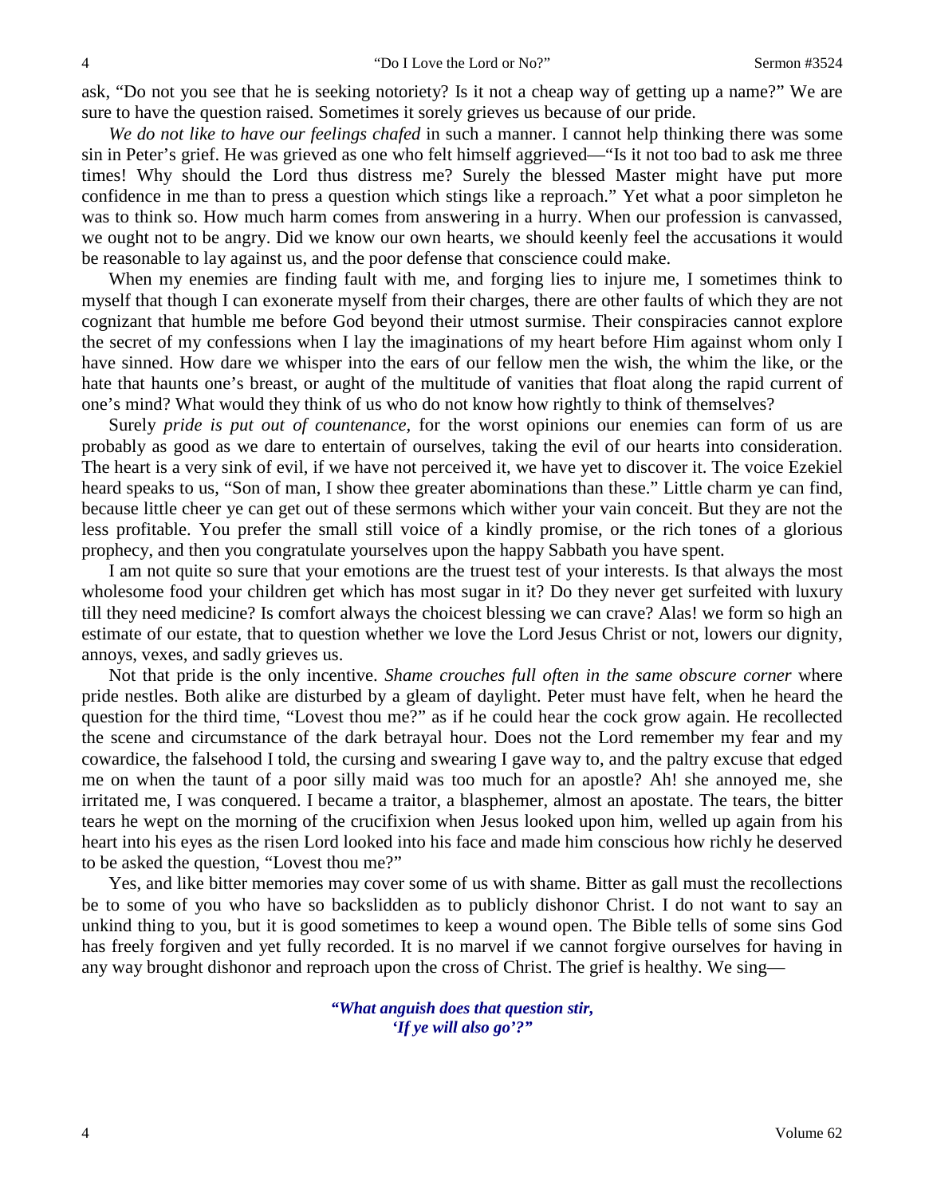ask, "Do not you see that he is seeking notoriety? Is it not a cheap way of getting up a name?" We are sure to have the question raised. Sometimes it sorely grieves us because of our pride.

*We do not like to have our feelings chafed* in such a manner. I cannot help thinking there was some sin in Peter's grief. He was grieved as one who felt himself aggrieved—"Is it not too bad to ask me three times! Why should the Lord thus distress me? Surely the blessed Master might have put more confidence in me than to press a question which stings like a reproach." Yet what a poor simpleton he was to think so. How much harm comes from answering in a hurry. When our profession is canvassed, we ought not to be angry. Did we know our own hearts, we should keenly feel the accusations it would be reasonable to lay against us, and the poor defense that conscience could make.

When my enemies are finding fault with me, and forging lies to injure me, I sometimes think to myself that though I can exonerate myself from their charges, there are other faults of which they are not cognizant that humble me before God beyond their utmost surmise. Their conspiracies cannot explore the secret of my confessions when I lay the imaginations of my heart before Him against whom only I have sinned. How dare we whisper into the ears of our fellow men the wish, the whim the like, or the hate that haunts one's breast, or aught of the multitude of vanities that float along the rapid current of one's mind? What would they think of us who do not know how rightly to think of themselves?

Surely *pride is put out of countenance,* for the worst opinions our enemies can form of us are probably as good as we dare to entertain of ourselves, taking the evil of our hearts into consideration. The heart is a very sink of evil, if we have not perceived it, we have yet to discover it. The voice Ezekiel heard speaks to us, "Son of man, I show thee greater abominations than these." Little charm ye can find, because little cheer ye can get out of these sermons which wither your vain conceit. But they are not the less profitable. You prefer the small still voice of a kindly promise, or the rich tones of a glorious prophecy, and then you congratulate yourselves upon the happy Sabbath you have spent.

I am not quite so sure that your emotions are the truest test of your interests. Is that always the most wholesome food your children get which has most sugar in it? Do they never get surfeited with luxury till they need medicine? Is comfort always the choicest blessing we can crave? Alas! we form so high an estimate of our estate, that to question whether we love the Lord Jesus Christ or not, lowers our dignity, annoys, vexes, and sadly grieves us.

Not that pride is the only incentive. *Shame crouches full often in the same obscure corner* where pride nestles. Both alike are disturbed by a gleam of daylight. Peter must have felt, when he heard the question for the third time, "Lovest thou me?" as if he could hear the cock grow again. He recollected the scene and circumstance of the dark betrayal hour. Does not the Lord remember my fear and my cowardice, the falsehood I told, the cursing and swearing I gave way to, and the paltry excuse that edged me on when the taunt of a poor silly maid was too much for an apostle? Ah! she annoyed me, she irritated me, I was conquered. I became a traitor, a blasphemer, almost an apostate. The tears, the bitter tears he wept on the morning of the crucifixion when Jesus looked upon him, welled up again from his heart into his eyes as the risen Lord looked into his face and made him conscious how richly he deserved to be asked the question, "Lovest thou me?"

Yes, and like bitter memories may cover some of us with shame. Bitter as gall must the recollections be to some of you who have so backslidden as to publicly dishonor Christ. I do not want to say an unkind thing to you, but it is good sometimes to keep a wound open. The Bible tells of some sins God has freely forgiven and yet fully recorded. It is no marvel if we cannot forgive ourselves for having in any way brought dishonor and reproach upon the cross of Christ. The grief is healthy. We sing—

> ***"What anguish does that question stir,***
> ***'If ye will also go'?"***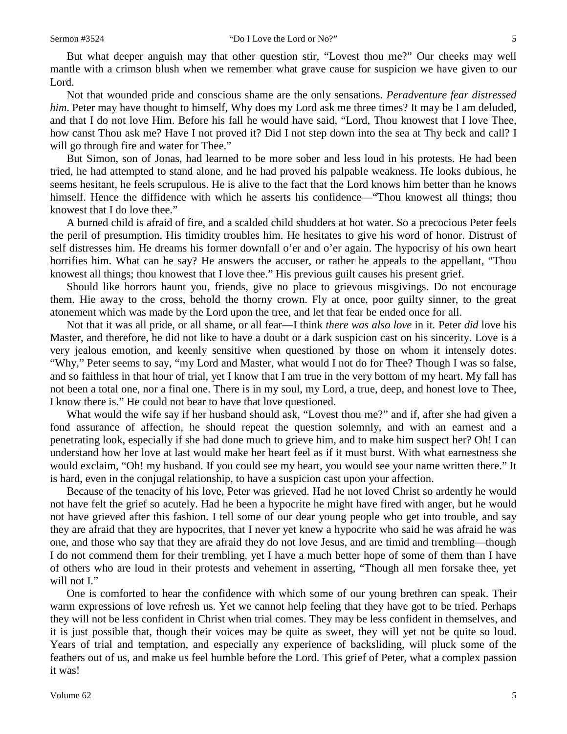But what deeper anguish may that other question stir, "Lovest thou me?" Our cheeks may well mantle with a crimson blush when we remember what grave cause for suspicion we have given to our Lord.

Not that wounded pride and conscious shame are the only sensations. *Peradventure fear distressed him*. Peter may have thought to himself, Why does my Lord ask me three times? It may be I am deluded, and that I do not love Him. Before his fall he would have said, "Lord, Thou knowest that I love Thee, how canst Thou ask me? Have I not proved it? Did I not step down into the sea at Thy beck and call? I will go through fire and water for Thee."

But Simon, son of Jonas, had learned to be more sober and less loud in his protests. He had been tried, he had attempted to stand alone, and he had proved his palpable weakness. He looks dubious, he seems hesitant, he feels scrupulous. He is alive to the fact that the Lord knows him better than he knows himself. Hence the diffidence with which he asserts his confidence—"Thou knowest all things; thou knowest that I do love thee."

A burned child is afraid of fire, and a scalded child shudders at hot water. So a precocious Peter feels the peril of presumption. His timidity troubles him. He hesitates to give his word of honor. Distrust of self distresses him. He dreams his former downfall o'er and o'er again. The hypocrisy of his own heart horrifies him. What can he say? He answers the accuser, or rather he appeals to the appellant, "Thou knowest all things; thou knowest that I love thee." His previous guilt causes his present grief.

Should like horrors haunt you, friends, give no place to grievous misgivings. Do not encourage them. Hie away to the cross, behold the thorny crown. Fly at once, poor guilty sinner, to the great atonement which was made by the Lord upon the tree, and let that fear be ended once for all.

Not that it was all pride, or all shame, or all fear—I think *there was also love* in it. Peter *did* love his Master, and therefore, he did not like to have a doubt or a dark suspicion cast on his sincerity. Love is a very jealous emotion, and keenly sensitive when questioned by those on whom it intensely dotes. "Why," Peter seems to say, "my Lord and Master, what would I not do for Thee? Though I was so false, and so faithless in that hour of trial, yet I know that I am true in the very bottom of my heart. My fall has not been a total one, nor a final one. There is in my soul, my Lord, a true, deep, and honest love to Thee, I know there is." He could not bear to have that love questioned.

What would the wife say if her husband should ask, "Lovest thou me?" and if, after she had given a fond assurance of affection, he should repeat the question solemnly, and with an earnest and a penetrating look, especially if she had done much to grieve him, and to make him suspect her? Oh! I can understand how her love at last would make her heart feel as if it must burst. With what earnestness she would exclaim, "Oh! my husband. If you could see my heart, you would see your name written there." It is hard, even in the conjugal relationship, to have a suspicion cast upon your affection.

Because of the tenacity of his love, Peter was grieved. Had he not loved Christ so ardently he would not have felt the grief so acutely. Had he been a hypocrite he might have fired with anger, but he would not have grieved after this fashion. I tell some of our dear young people who get into trouble, and say they are afraid that they are hypocrites, that I never yet knew a hypocrite who said he was afraid he was one, and those who say that they are afraid they do not love Jesus, and are timid and trembling—though I do not commend them for their trembling, yet I have a much better hope of some of them than I have of others who are loud in their protests and vehement in asserting, "Though all men forsake thee, yet will not I."

One is comforted to hear the confidence with which some of our young brethren can speak. Their warm expressions of love refresh us. Yet we cannot help feeling that they have got to be tried. Perhaps they will not be less confident in Christ when trial comes. They may be less confident in themselves, and it is just possible that, though their voices may be quite as sweet, they will yet not be quite so loud. Years of trial and temptation, and especially any experience of backsliding, will pluck some of the feathers out of us, and make us feel humble before the Lord. This grief of Peter, what a complex passion it was!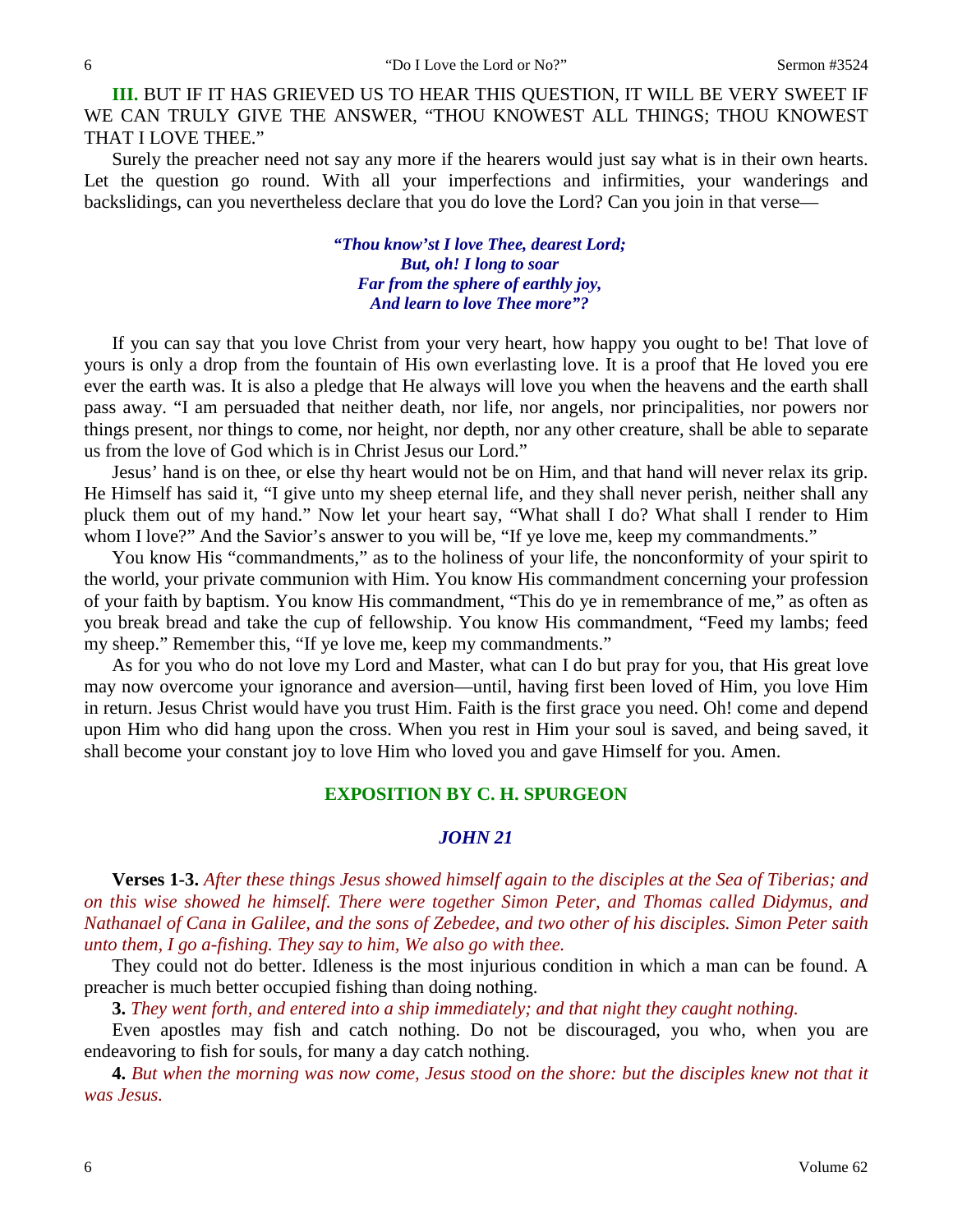**III.** BUT IF IT HAS GRIEVED US TO HEAR THIS QUESTION, IT WILL BE VERY SWEET IF WE CAN TRULY GIVE THE ANSWER, "THOU KNOWEST ALL THINGS; THOU KNOWEST THAT I LOVE THEE."

Surely the preacher need not say any more if the hearers would just say what is in their own hearts. Let the question go round. With all your imperfections and infirmities, your wanderings and backslidings, can you nevertheless declare that you do love the Lord? Can you join in that verse—

> ***"Thou know'st I love Thee, dearest Lord;***
> ***But, oh! I long to soar***
> ***Far from the sphere of earthly joy,***
> ***And learn to love Thee more"?***

If you can say that you love Christ from your very heart, how happy you ought to be! That love of yours is only a drop from the fountain of His own everlasting love. It is a proof that He loved you ere ever the earth was. It is also a pledge that He always will love you when the heavens and the earth shall pass away. "I am persuaded that neither death, nor life, nor angels, nor principalities, nor powers nor things present, nor things to come, nor height, nor depth, nor any other creature, shall be able to separate us from the love of God which is in Christ Jesus our Lord."

Jesus' hand is on thee, or else thy heart would not be on Him, and that hand will never relax its grip. He Himself has said it, "I give unto my sheep eternal life, and they shall never perish, neither shall any pluck them out of my hand." Now let your heart say, "What shall I do? What shall I render to Him whom I love?" And the Savior's answer to you will be, "If ye love me, keep my commandments."

You know His "commandments," as to the holiness of your life, the nonconformity of your spirit to the world, your private communion with Him. You know His commandment concerning your profession of your faith by baptism. You know His commandment, "This do ye in remembrance of me," as often as you break bread and take the cup of fellowship. You know His commandment, "Feed my lambs; feed my sheep." Remember this, "If ye love me, keep my commandments."

As for you who do not love my Lord and Master, what can I do but pray for you, that His great love may now overcome your ignorance and aversion—until, having first been loved of Him, you love Him in return. Jesus Christ would have you trust Him. Faith is the first grace you need. Oh! come and depend upon Him who did hang upon the cross. When you rest in Him your soul is saved, and being saved, it shall become your constant joy to love Him who loved you and gave Himself for you. Amen.

## EXPOSITION BY C. H. SPURGEON

### *JOHN 21*

**Verses 1-3.** *After these things Jesus showed himself again to the disciples at the Sea of Tiberias; and on this wise showed he himself. There were together Simon Peter, and Thomas called Didymus, and Nathanael of Cana in Galilee, and the sons of Zebedee, and two other of his disciples. Simon Peter saith unto them, I go a-fishing. They say to him, We also go with thee.*

They could not do better. Idleness is the most injurious condition in which a man can be found. A preacher is much better occupied fishing than doing nothing.

**3.** *They went forth, and entered into a ship immediately; and that night they caught nothing.*

Even apostles may fish and catch nothing. Do not be discouraged, you who, when you are endeavoring to fish for souls, for many a day catch nothing.

**4.** *But when the morning was now come, Jesus stood on the shore: but the disciples knew not that it was Jesus.*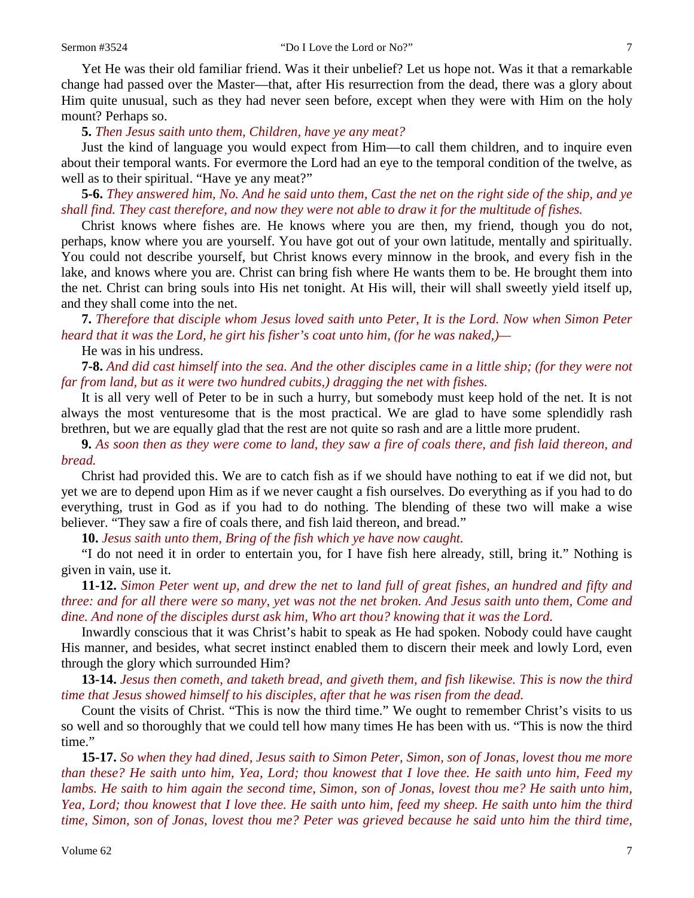Yet He was their old familiar friend. Was it their unbelief? Let us hope not. Was it that a remarkable change had passed over the Master—that, after His resurrection from the dead, there was a glory about Him quite unusual, such as they had never seen before, except when they were with Him on the holy mount? Perhaps so.

**5.** *Then Jesus saith unto them, Children, have ye any meat?*

Just the kind of language you would expect from Him—to call them children, and to inquire even about their temporal wants. For evermore the Lord had an eye to the temporal condition of the twelve, as well as to their spiritual. "Have ye any meat?"

**5-6.** *They answered him, No. And he said unto them, Cast the net on the right side of the ship, and ye shall find. They cast therefore, and now they were not able to draw it for the multitude of fishes.*

Christ knows where fishes are. He knows where you are then, my friend, though you do not, perhaps, know where you are yourself. You have got out of your own latitude, mentally and spiritually. You could not describe yourself, but Christ knows every minnow in the brook, and every fish in the lake, and knows where you are. Christ can bring fish where He wants them to be. He brought them into the net. Christ can bring souls into His net tonight. At His will, their will shall sweetly yield itself up, and they shall come into the net.

**7.** *Therefore that disciple whom Jesus loved saith unto Peter, It is the Lord. Now when Simon Peter heard that it was the Lord, he girt his fisher's coat unto him, (for he was naked,)—*

He was in his undress.

**7-8.** *And did cast himself into the sea. And the other disciples came in a little ship; (for they were not far from land, but as it were two hundred cubits,) dragging the net with fishes.*

It is all very well of Peter to be in such a hurry, but somebody must keep hold of the net. It is not always the most venturesome that is the most practical. We are glad to have some splendidly rash brethren, but we are equally glad that the rest are not quite so rash and are a little more prudent.

**9.** *As soon then as they were come to land, they saw a fire of coals there, and fish laid thereon, and bread.*

Christ had provided this. We are to catch fish as if we should have nothing to eat if we did not, but yet we are to depend upon Him as if we never caught a fish ourselves. Do everything as if you had to do everything, trust in God as if you had to do nothing. The blending of these two will make a wise believer. "They saw a fire of coals there, and fish laid thereon, and bread."

**10.** *Jesus saith unto them, Bring of the fish which ye have now caught.*

"I do not need it in order to entertain you, for I have fish here already, still, bring it." Nothing is given in vain, use it.

**11-12.** *Simon Peter went up, and drew the net to land full of great fishes, an hundred and fifty and three: and for all there were so many, yet was not the net broken. And Jesus saith unto them, Come and dine. And none of the disciples durst ask him, Who art thou? knowing that it was the Lord.*

Inwardly conscious that it was Christ's habit to speak as He had spoken. Nobody could have caught His manner, and besides, what secret instinct enabled them to discern their meek and lowly Lord, even through the glory which surrounded Him?

**13-14.** *Jesus then cometh, and taketh bread, and giveth them, and fish likewise. This is now the third time that Jesus showed himself to his disciples, after that he was risen from the dead.*

Count the visits of Christ. "This is now the third time." We ought to remember Christ's visits to us so well and so thoroughly that we could tell how many times He has been with us. "This is now the third time."

**15-17.** *So when they had dined, Jesus saith to Simon Peter, Simon, son of Jonas, lovest thou me more than these? He saith unto him, Yea, Lord; thou knowest that I love thee. He saith unto him, Feed my lambs. He saith to him again the second time, Simon, son of Jonas, lovest thou me? He saith unto him, Yea, Lord; thou knowest that I love thee. He saith unto him, feed my sheep. He saith unto him the third time, Simon, son of Jonas, lovest thou me? Peter was grieved because he said unto him the third time,*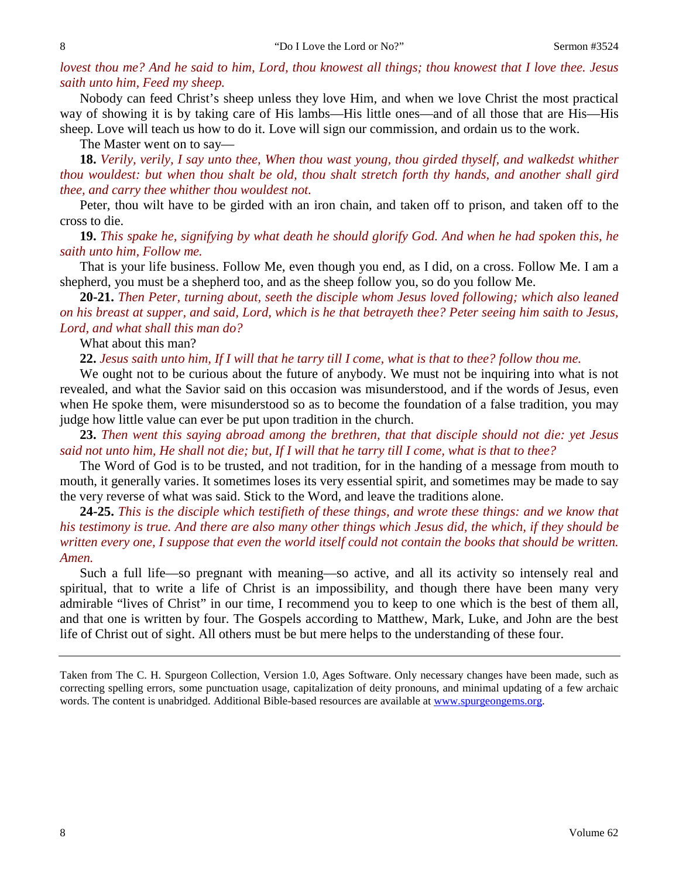*lovest thou me? And he said to him, Lord, thou knowest all things; thou knowest that I love thee. Jesus saith unto him, Feed my sheep.*

Nobody can feed Christ's sheep unless they love Him, and when we love Christ the most practical way of showing it is by taking care of His lambs—His little ones—and of all those that are His—His sheep. Love will teach us how to do it. Love will sign our commission, and ordain us to the work.

The Master went on to say—

**18.** *Verily, verily, I say unto thee, When thou wast young, thou girded thyself, and walkedst whither thou wouldest: but when thou shalt be old, thou shalt stretch forth thy hands, and another shall gird thee, and carry thee whither thou wouldest not.*

Peter, thou wilt have to be girded with an iron chain, and taken off to prison, and taken off to the cross to die.

**19.** *This spake he, signifying by what death he should glorify God. And when he had spoken this, he saith unto him, Follow me.*

That is your life business. Follow Me, even though you end, as I did, on a cross. Follow Me. I am a shepherd, you must be a shepherd too, and as the sheep follow you, so do you follow Me.

**20-21.** *Then Peter, turning about, seeth the disciple whom Jesus loved following; which also leaned on his breast at supper, and said, Lord, which is he that betrayeth thee? Peter seeing him saith to Jesus, Lord, and what shall this man do?*

What about this man?

**22.** *Jesus saith unto him, If I will that he tarry till I come, what is that to thee? follow thou me.*

We ought not to be curious about the future of anybody. We must not be inquiring into what is not revealed, and what the Savior said on this occasion was misunderstood, and if the words of Jesus, even when He spoke them, were misunderstood so as to become the foundation of a false tradition, you may judge how little value can ever be put upon tradition in the church.

**23.** *Then went this saying abroad among the brethren, that that disciple should not die: yet Jesus said not unto him, He shall not die; but, If I will that he tarry till I come, what is that to thee?*

The Word of God is to be trusted, and not tradition, for in the handing of a message from mouth to mouth, it generally varies. It sometimes loses its very essential spirit, and sometimes may be made to say the very reverse of what was said. Stick to the Word, and leave the traditions alone.

**24-25.** *This is the disciple which testifieth of these things, and wrote these things: and we know that his testimony is true. And there are also many other things which Jesus did, the which, if they should be written every one, I suppose that even the world itself could not contain the books that should be written. Amen.*

Such a full life—so pregnant with meaning—so active, and all its activity so intensely real and spiritual, that to write a life of Christ is an impossibility, and though there have been many very admirable "lives of Christ" in our time, I recommend you to keep to one which is the best of them all, and that one is written by four. The Gospels according to Matthew, Mark, Luke, and John are the best life of Christ out of sight. All others must be but mere helps to the understanding of these four.

---

Taken from The C. H. Spurgeon Collection, Version 1.0, Ages Software. Only necessary changes have been made, such as correcting spelling errors, some punctuation usage, capitalization of deity pronouns, and minimal updating of a few archaic words. The content is unabridged. Additional Bible-based resources are available at www.spurgeongems.org.